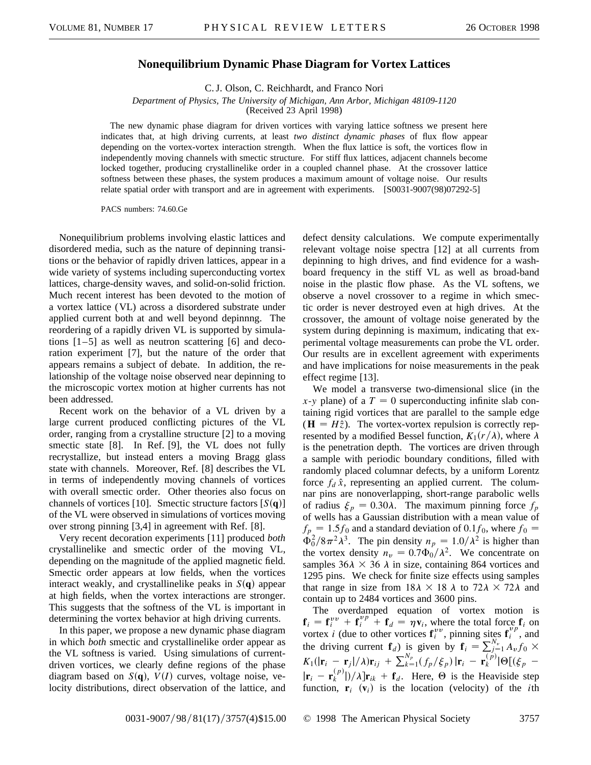# Nonequilibrium Dynamic Phase Diagram for Vortex Lattices

C. J. Olson, C. Reichhardt, and Franco Nori

*Department of Physics, The University of Michigan, Ann Arbor, Michigan 48109-1120*

(Received 23 April 1998)

The new dynamic phase diagram for driven vortices with varying lattice softness we present here indicates that, at high driving currents, at least *two distinct dynamic phases* of flux flow appear depending on the vortex-vortex interaction strength. When the flux lattice is soft, the vortices flow in independently moving channels with smectic structure. For stiff flux lattices, adjacent channels become locked together, producing crystallinelike order in a coupled channel phase. At the crossover lattice softness between these phases, the system produces a maximum amount of voltage noise. Our results relate spatial order with transport and are in agreement with experiments. [S0031-9007(98)07292-5]

PACS numbers: 74.60.Ge

Nonequilibrium problems involving elastic lattices and disordered media, such as the nature of depinning transitions or the behavior of rapidly driven lattices, appear in a wide variety of systems including superconducting vortex lattices, charge-density waves, and solid-on-solid friction. Much recent interest has been devoted to the motion of a vortex lattice (VL) across a disordered substrate under applied current both at and well beyond depinnng. The reordering of a rapidly driven VL is supported by simulations [1–5] as well as neutron scattering [6] and decoration experiment [7], but the nature of the order that appears remains a subject of debate. In addition, the relationship of the voltage noise observed near depinning to the microscopic vortex motion at higher currents has not been addressed.

Recent work on the behavior of a VL driven by a large current produced conflicting pictures of the VL order, ranging from a crystalline structure [2] to a moving smectic state [8]. In Ref. [9], the VL does not fully recrystallize, but instead enters a moving Bragg glass state with channels. Moreover, Ref. [8] describes the VL in terms of independently moving channels of vortices with overall smectic order. Other theories also focus on channels of vortices [10]. Smectic structure factors [$S(\mathbf{q})$] of the VL were observed in simulations of vortices moving over strong pinning [3,4] in agreement with Ref. [8].

Very recent decoration experiments [11] produced *both* crystallinelike and smectic order of the moving VL, depending on the magnitude of the applied magnetic field. Smectic order appears at low fields, when the vortices interact weakly, and crystallinelike peaks in $S(\mathbf{q})$ appear at high fields, when the vortex interactions are stronger. This suggests that the softness of the VL is important in determining the vortex behavior at high driving currents.

In this paper, we propose a new dynamic phase diagram in which *both* smectic and crystallinelike order appear as the VL softness is varied. Using simulations of current-driven vortices, we clearly define regions of the phase diagram based on $S(\mathbf{q})$, $V(I)$ curves, voltage noise, velocity distributions, direct observation of the lattice, and defect density calculations. We compute experimentally relevant voltage noise spectra [12] at all currents from depinning to high drives, and find evidence for a washboard frequency in the stiff VL as well as broad-band noise in the plastic flow phase. As the VL softens, we observe a novel crossover to a regime in which smectic order is never destroyed even at high drives. At the crossover, the amount of voltage noise generated by the system during depinning is maximum, indicating that experimental voltage measurements can probe the VL order. Our results are in excellent agreement with experiments and have implications for noise measurements in the peak effect regime [13].

We model a transverse two-dimensional slice (in the $x$-$y$ plane) of a $T = 0$ superconducting infinite slab containing rigid vortices that are parallel to the sample edge ($\mathbf{H} = H\hat{z}$). The vortex-vortex repulsion is correctly represented by a modified Bessel function, $K_1(r/\lambda)$, where $\lambda$ is the penetration depth. The vortices are driven through a sample with periodic boundary conditions, filled with randomly placed columnar defects, by a uniform Lorentz force $f_d\,\hat{x}$, representing an applied current. The columnar pins are nonoverlapping, short-range parabolic wells of radius $\xi_p = 0.30\lambda$. The maximum pinning force $f_p$ of wells has a Gaussian distribution with a mean value of $f_p = 1.5 f_0$ and a standard deviation of $0.1 f_0$, where $f_0 = \Phi_0^2/8\pi^2\lambda^3$. The pin density $n_p = 1.0/\lambda^2$ is higher than the vortex density $n_v = 0.7\Phi_0/\lambda^2$. We concentrate on samples $36\lambda \times 36\ \lambda$ in size, containing 864 vortices and 1295 pins. We check for finite size effects using samples that range in size from $18\lambda \times 18\ \lambda$ to $72\lambda \times 72\lambda$ and contain up to 2484 vortices and 3600 pins.

The overdamped equation of vortex motion is $\mathbf{f}_i = \mathbf{f}_i^{vv} + \mathbf{f}_i^{vp} + \mathbf{f}_d = \eta \mathbf{v}_i$, where the total force $\mathbf{f}_i$ on vortex $i$ (due to other vortices $\mathbf{f}_i^{vv}$, pinning sites $\mathbf{f}_i^{vp}$, and the driving current $\mathbf{f}_d$) is given by $\mathbf{f}_i = \sum_{j=1}^{N_v} A_v f_0 \times K_1(|\mathbf{r}_i - \mathbf{r}_j|/\lambda)\mathbf{r}_{ij} + \sum_{k=1}^{N_p} (f_p/\xi_p)\,|\mathbf{r}_i - \mathbf{r}_k^{(p)}|\Theta[(\xi_p - |\mathbf{r}_i - \mathbf{r}_k^{(p)}|)/\lambda]\mathbf{r}_{ik} + \mathbf{f}_d$. Here, $\Theta$ is the Heaviside step function, $\mathbf{r}_i$ ($\mathbf{v}_i$) is the location (velocity) of the $i$th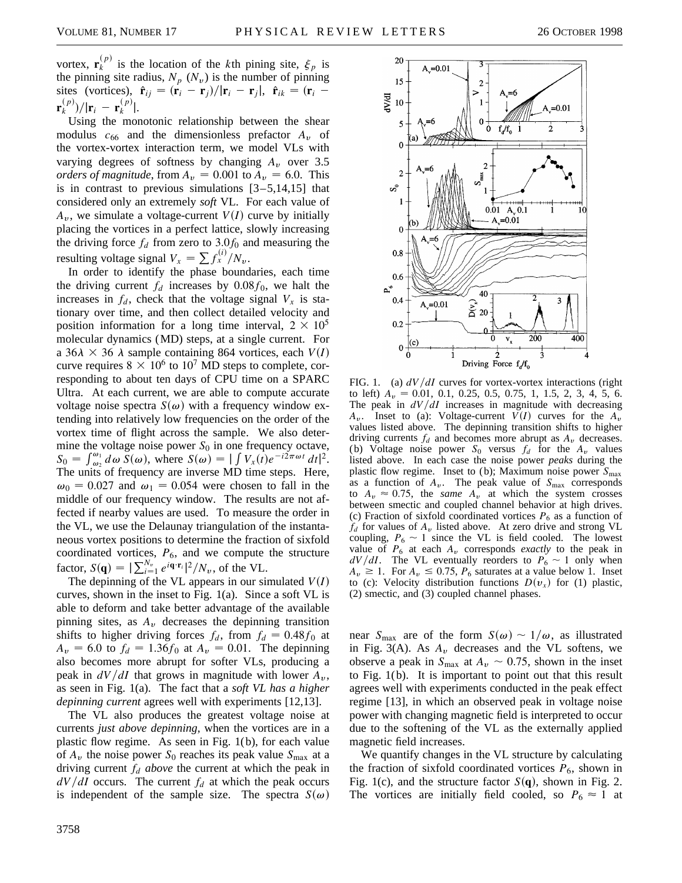vortex, $\mathbf{r}_k^{(p)}$ is the location of the $k$th pining site, $\xi_p$ is the pinning site radius, $N_p$ ($N_v$) is the number of pinning sites (vortices), $\hat{\mathbf{r}}_{ij} = (\mathbf{r}_i - \mathbf{r}_j)/|\mathbf{r}_i - \mathbf{r}_j|$, $\hat{\mathbf{r}}_{ik} = (\mathbf{r}_i - \mathbf{r}_k^{(p)})/|\mathbf{r}_i - \mathbf{r}_k^{(p)}|$.

Using the monotonic relationship between the shear modulus $c_{66}$ and the dimensionless prefactor $A_v$ of the vortex-vortex interaction term, we model VLs with varying degrees of softness by changing $A_v$ over 3.5 *orders of magnitude*, from $A_v = 0.001$ to $A_v = 6.0$. This is in contrast to previous simulations [3–5,14,15] that considered only an extremely *soft* VL. For each value of $A_v$, we simulate a voltage-current $V(I)$ curve by initially placing the vortices in a perfect lattice, slowly increasing the driving force $f_d$ from zero to $3.0 f_0$ and measuring the resulting voltage signal $V_x = \sum f_x^{(i)}/N_v$.

In order to identify the phase boundaries, each time the driving current $f_d$ increases by $0.08 f_0$, we halt the increases in $f_d$, check that the voltage signal $V_x$ is stationary over time, and then collect detailed velocity and position information for a long time interval, $2 \times 10^5$ molecular dynamics (MD) steps, at a single current. For a $36\lambda \times 36\ \lambda$ sample containing 864 vortices, each $V(I)$ curve requires $8 \times 10^6$ to $10^7$ MD steps to complete, corresponding to about ten days of CPU time on a SPARC Ultra. At each current, we are able to compute accurate voltage noise spectra $S(\omega)$ with a frequency window extending into relatively low frequencies on the order of the vortex time of flight across the sample. We also determine the voltage noise power $S_0$ in one frequency octave, $S_0 = \int_{\omega_2}^{\omega_1} d\omega\, S(\omega)$, where $S(\omega) = |\int V_x(t) e^{-i2\pi\omega t}\, dt|^2$. The units of frequency are inverse MD time steps. Here, $\omega_0 = 0.027$ and $\omega_1 = 0.054$ were chosen to fall in the middle of our frequency window. The results are not affected if nearby values are used. To measure the order in the VL, we use the Delaunay triangulation of the instantaneous vortex positions to determine the fraction of sixfold coordinated vortices, $P_6$, and we compute the structure factor, $S(\mathbf{q}) = |\sum_{i=1}^{N_v} e^{i\mathbf{q}\cdot\mathbf{r}_i}|^2/N_v$, of the VL.

The depinning of the VL appears in our simulated $V(I)$ curves, shown in the inset to Fig. 1(a). Since a soft VL is able to deform and take better advantage of the available pinning sites, as $A_v$ decreases the depinning transition shifts to higher driving forces $f_d$, from $f_d = 0.48 f_0$ at $A_v = 6.0$ to $f_d = 1.36 f_0$ at $A_v = 0.01$. The depinning also becomes more abrupt for softer VLs, producing a peak in $dV/dI$ that grows in magnitude with lower $A_v$, as seen in Fig. 1(a). The fact that a *soft VL has a higher depinning current* agrees well with experiments [12,13].

The VL also produces the greatest voltage noise at currents *just above depinning*, when the vortices are in a plastic flow regime. As seen in Fig. 1(b), for each value of $A_v$ the noise power $S_0$ reaches its peak value $S_{max}$ at a driving current $f_d$ *above* the current at which the peak in $dV/dI$ occurs. The current $f_d$ at which the peak occurs is independent of the sample size. The spectra $S(\omega)$ near $S_{max}$ are of the form $S(\omega) \sim 1/\omega$, as illustrated in Fig. 3(A). As $A_v$ decreases and the VL softens, we observe a peak in $S_{max}$ at $A_v \sim 0.75$, shown in the inset to Fig. 1(b). It is important to point out that this result agrees well with experiments conducted in the peak effect regime [13], in which an observed peak in voltage noise power with changing magnetic field is interpreted to occur due to the softening of the VL as the externally applied magnetic field increases.

We quantify changes in the VL structure by calculating the fraction of sixfold coordinated vortices $P_6$, shown in Fig. 1(c), and the structure factor $S(\mathbf{q})$, shown in Fig. 2. The vortices are initially field cooled, so $P_6 \approx 1$ at

FIG. 1. (a) $dV/dI$ curves for vortex-vortex interactions (right to left) $A_v = 0.01$, 0.1, 0.25, 0.5, 0.75, 1, 1.5, 2, 3, 4, 5, 6. The peak in $dV/dI$ increases in magnitude with decreasing $A_v$. Inset to (a): Voltage-current $V(I)$ curves for the $A_v$ values listed above. The depinning transition shifts to higher driving currents $f_d$ and becomes more abrupt as $A_v$ decreases. (b) Voltage noise power $S_0$ versus $f_d$ for the $A_v$ values listed above. In each case the noise power *peaks* during the plastic flow regime. Inset to (b); Maximum noise power $S_{max}$ as a function of $A_v$. The peak value of $S_{max}$ corresponds to $A_v \approx 0.75$, the *same* $A_v$ at which the system crosses between smectic and coupled channel behavior at high drives. (c) Fraction of sixfold coordinated vortices $P_6$ as a function of $f_d$ for values of $A_v$ listed above. At zero drive and strong VL coupling, $P_6 \sim 1$ since the VL is field cooled. The lowest value of $P_6$ at each $A_v$ corresponds *exactly* to the peak in $dV/dI$. The VL eventually reorders to $P_6 \sim 1$ only when $A_v \geq 1$. For $A_v \leq 0.75$, $P_6$ saturates at a value below 1. Inset to (c): Velocity distribution functions $D(v_x)$ for (1) plastic, (2) smectic, and (3) coupled channel phases.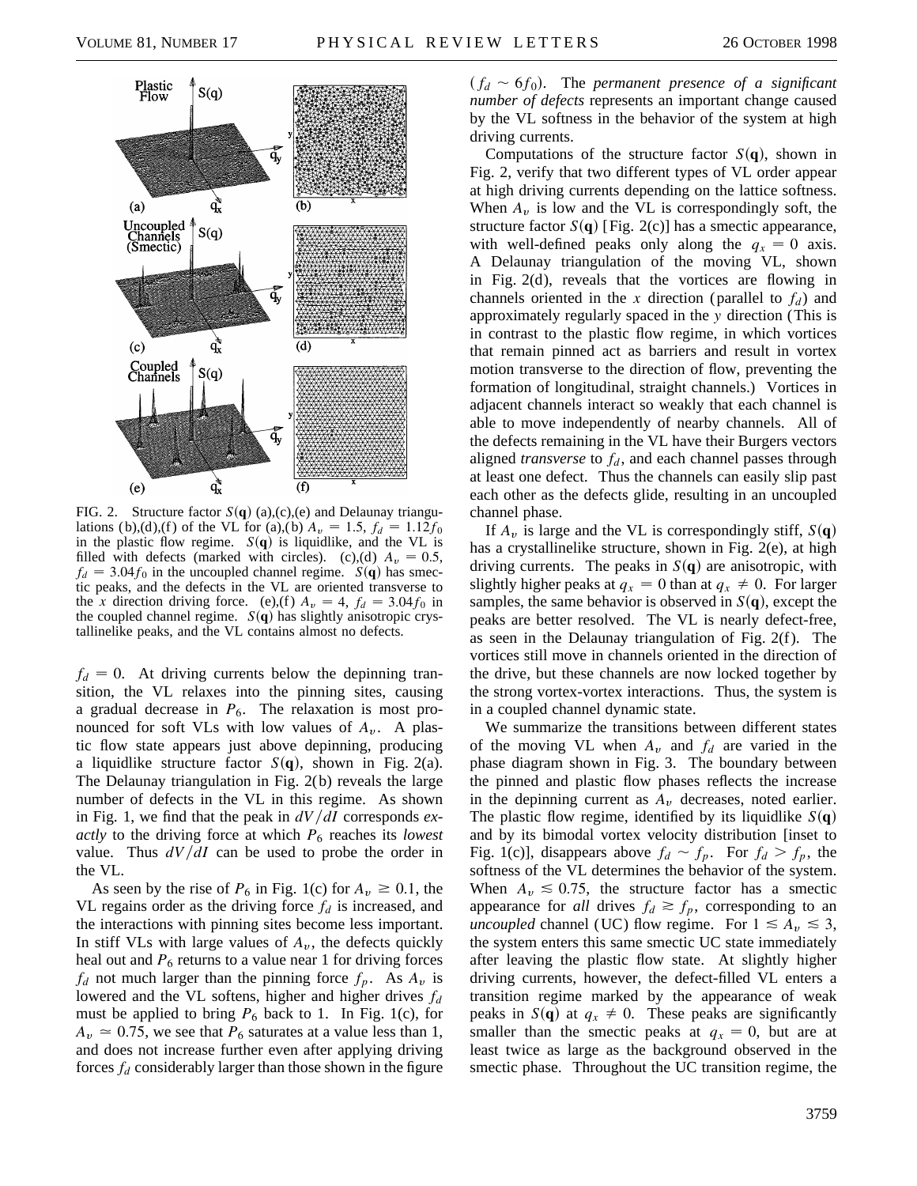FIG. 2. Structure factor $S(\mathbf{q})$ (a),(c),(e) and Delaunay triangulations (b),(d),(f) of the VL for (a),(b) $A_v = 1.5$, $f_d = 1.12 f_0$ in the plastic flow regime. $S(\mathbf{q})$ is liquidlike, and the VL is filled with defects (marked with circles). (c),(d) $A_v = 0.5$, $f_d = 3.04 f_0$ in the uncoupled channel regime. $S(\mathbf{q})$ has smectic peaks, and the defects in the VL are oriented transverse to the $x$ direction driving force. (e),(f) $A_v = 4$, $f_d = 3.04 f_0$ in the coupled channel regime. $S(\mathbf{q})$ has slightly anisotropic crystallinelike peaks, and the VL contains almost no defects.

$f_d = 0$. At driving currents below the depinning transition, the VL relaxes into the pinning sites, causing a gradual decrease in $P_6$. The relaxation is most pronounced for soft VLs with low values of $A_v$. A plastic flow state appears just above depinning, producing a liquidlike structure factor $S(\mathbf{q})$, shown in Fig. 2(a). The Delaunay triangulation in Fig. 2(b) reveals the large number of defects in the VL in this regime. As shown in Fig. 1, we find that the peak in $dV/dI$ corresponds *exactly* to the driving force at which $P_6$ reaches its *lowest* value. Thus $dV/dI$ can be used to probe the order in the VL.

As seen by the rise of $P_6$ in Fig. 1(c) for $A_v \geq 0.1$, the VL regains order as the driving force $f_d$ is increased, and the interactions with pinning sites become less important. In stiff VLs with large values of $A_v$, the defects quickly heal out and $P_6$ returns to a value near 1 for driving forces $f_d$ not much larger than the pinning force $f_p$. As $A_v$ is lowered and the VL softens, higher and higher drives $f_d$ must be applied to bring $P_6$ back to 1. In Fig. 1(c), for $A_v \simeq 0.75$, we see that $P_6$ saturates at a value less than 1, and does not increase further even after applying driving forces $f_d$ considerably larger than those shown in the figure ($f_d \sim 6 f_0$). The *permanent presence of a significant number of defects* represents an important change caused by the VL softness in the behavior of the system at high driving currents.

Computations of the structure factor $S(\mathbf{q})$, shown in Fig. 2, verify that two different types of VL order appear at high driving currents depending on the lattice softness. When $A_v$ is low and the VL is correspondingly soft, the structure factor $S(\mathbf{q})$ [Fig. 2(c)] has a smectic appearance, with well-defined peaks only along the $q_x = 0$ axis. A Delaunay triangulation of the moving VL, shown in Fig. 2(d), reveals that the vortices are flowing in channels oriented in the $x$ direction (parallel to $f_d$) and approximately regularly spaced in the $y$ direction (This is in contrast to the plastic flow regime, in which vortices that remain pinned act as barriers and result in vortex motion transverse to the direction of flow, preventing the formation of longitudinal, straight channels.) Vortices in adjacent channels interact so weakly that each channel is able to move independently of nearby channels. All of the defects remaining in the VL have their Burgers vectors aligned *transverse* to $f_d$, and each channel passes through at least one defect. Thus the channels can easily slip past each other as the defects glide, resulting in an uncoupled channel phase.

If $A_v$ is large and the VL is correspondingly stiff, $S(\mathbf{q})$ has a crystallinelike structure, shown in Fig. 2(e), at high driving currents. The peaks in $S(\mathbf{q})$ are anisotropic, with slightly higher peaks at $q_x = 0$ than at $q_x \neq 0$. For larger samples, the same behavior is observed in $S(\mathbf{q})$, except the peaks are better resolved. The VL is nearly defect-free, as seen in the Delaunay triangulation of Fig. 2(f). The vortices still move in channels oriented in the direction of the drive, but these channels are now locked together by the strong vortex-vortex interactions. Thus, the system is in a coupled channel dynamic state.

We summarize the transitions between different states of the moving VL when $A_v$ and $f_d$ are varied in the phase diagram shown in Fig. 3. The boundary between the pinned and plastic flow phases reflects the increase in the depinning current as $A_v$ decreases, noted earlier. The plastic flow regime, identified by its liquidlike $S(\mathbf{q})$ and by its bimodal vortex velocity distribution [inset to Fig. 1(c)], disappears above $f_d \sim f_p$. For $f_d > f_p$, the softness of the VL determines the behavior of the system. When $A_v \lesssim 0.75$, the structure factor has a smectic appearance for *all* drives $f_d \gtrsim f_p$, corresponding to an *uncoupled* channel (UC) flow regime. For $1 \lesssim A_v \lesssim 3$, the system enters this same smectic UC state immediately after leaving the plastic flow state. At slightly higher driving currents, however, the defect-filled VL enters a transition regime marked by the appearance of weak peaks in $S(\mathbf{q})$ at $q_x \neq 0$. These peaks are significantly smaller than the smectic peaks at $q_x = 0$, but are at least twice as large as the background observed in the smectic phase. Throughout the UC transition regime, the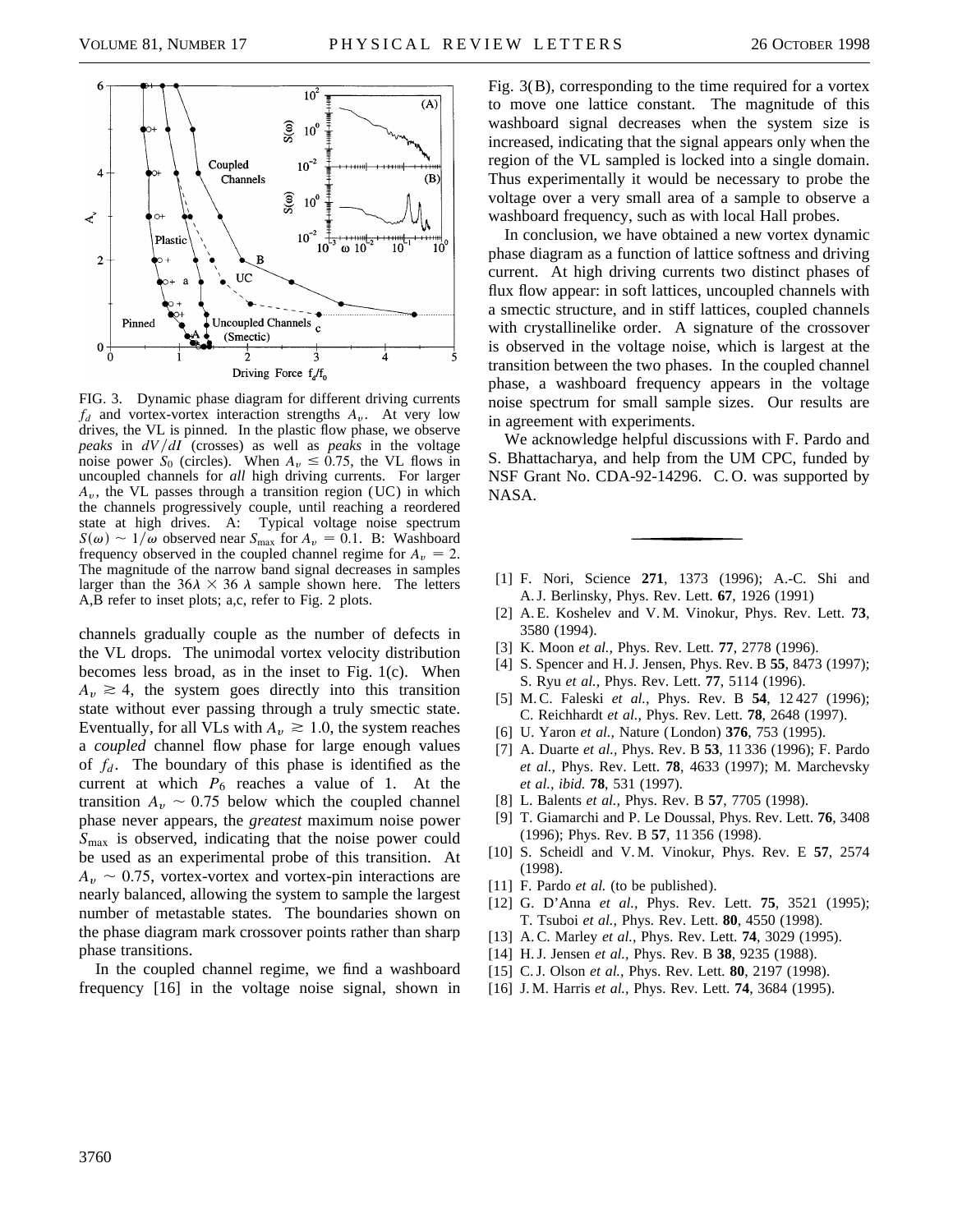6

4

2

0

0 1 2 3 4 5

$A_v$

Driving Force $f_d/f_0$

Coupled Channels

Plastic

Pinned

UC

Uncoupled Channels (Smectic)

a

B

c

A

$10^2$

$10^0$

$10^{-2}$

$10^0$

$10^{-2}$

$S(\omega)$

$S(\omega)$

(A)

(B)

$10^{-3}$ $\omega$ $10^{-2}$ $10^{-1}$ $10^0$

FIG. 3. Dynamic phase diagram for different driving currents $f_d$ and vortex-vortex interaction strengths $A_v$. At very low drives, the VL is pinned. In the plastic flow phase, we observe *peaks* in $dV/dI$ (crosses) as well as *peaks* in the voltage noise power $S_0$ (circles). When $A_v \leq 0.75$, the VL flows in uncoupled channels for *all* high driving currents. For larger $A_v$, the VL passes through a transition region (UC) in which the channels progressively couple, until reaching a reordered state at high drives. A: Typical voltage noise spectrum $S(\omega) \sim 1/\omega$ observed near $S_{\max}$ for $A_v = 0.1$. B: Washboard frequency observed in the coupled channel regime for $A_v = 2$. The magnitude of the narrow band signal decreases in samples larger than the $36\lambda \times 36\ \lambda$ sample shown here. The letters A,B refer to inset plots; a,c, refer to Fig. 2 plots.

channels gradually couple as the number of defects in the VL drops. The unimodal vortex velocity distribution becomes less broad, as in the inset to Fig. 1(c). When $A_v \gtrsim 4$, the system goes directly into this transition state without ever passing through a truly smectic state. Eventually, for all VLs with $A_v \gtrsim 1.0$, the system reaches a *coupled* channel flow phase for large enough values of $f_d$. The boundary of this phase is identified as the current at which $P_6$ reaches a value of 1. At the transition $A_v \sim 0.75$ below which the coupled channel phase never appears, the *greatest* maximum noise power $S_{\max}$ is observed, indicating that the noise power could be used as an experimental probe of this transition. At $A_v \sim 0.75$, vortex-vortex and vortex-pin interactions are nearly balanced, allowing the system to sample the largest number of metastable states. The boundaries shown on the phase diagram mark crossover points rather than sharp phase transitions.

In the coupled channel regime, we find a washboard frequency [16] in the voltage noise signal, shown in Fig. 3(B), corresponding to the time required for a vortex to move one lattice constant. The magnitude of this washboard signal decreases when the system size is increased, indicating that the signal appears only when the region of the VL sampled is locked into a single domain. Thus experimentally it would be necessary to probe the voltage over a very small area of a sample to observe a washboard frequency, such as with local Hall probes.

In conclusion, we have obtained a new vortex dynamic phase diagram as a function of lattice softness and driving current. At high driving currents two distinct phases of flux flow appear: in soft lattices, uncoupled channels with a smectic structure, and in stiff lattices, coupled channels with crystallinelike order. A signature of the crossover is observed in the voltage noise, which is largest at the transition between the two phases. In the coupled channel phase, a washboard frequency appears in the voltage noise spectrum for small sample sizes. Our results are in agreement with experiments.

We acknowledge helpful discussions with F. Pardo and S. Bhattacharya, and help from the UM CPC, funded by NSF Grant No. CDA-92-14296. C. O. was supported by NASA.

---

[1] F. Nori, Science **271**, 1373 (1996); A.-C. Shi and A. J. Berlinsky, Phys. Rev. Lett. **67**, 1926 (1991)

[2] A. E. Koshelev and V. M. Vinokur, Phys. Rev. Lett. **73**, 3580 (1994).

[3] K. Moon *et al.,* Phys. Rev. Lett. **77**, 2778 (1996).

[4] S. Spencer and H. J. Jensen, Phys. Rev. B **55**, 8473 (1997); S. Ryu *et al.,* Phys. Rev. Lett. **77**, 5114 (1996).

[5] M. C. Faleski *et al.,* Phys. Rev. B **54**, 12 427 (1996); C. Reichhardt *et al.,* Phys. Rev. Lett. **78**, 2648 (1997).

[6] U. Yaron *et al.,* Nature (London) **376**, 753 (1995).

[7] A. Duarte *et al.,* Phys. Rev. B **53**, 11 336 (1996); F. Pardo *et al.,* Phys. Rev. Lett. **78**, 4633 (1997); M. Marchevsky *et al., ibid.* **78**, 531 (1997).

[8] L. Balents *et al.,* Phys. Rev. B **57**, 7705 (1998).

[9] T. Giamarchi and P. Le Doussal, Phys. Rev. Lett. **76**, 3408 (1996); Phys. Rev. B **57**, 11 356 (1998).

[10] S. Scheidl and V. M. Vinokur, Phys. Rev. E **57**, 2574 (1998).

[11] F. Pardo *et al.* (to be published).

[12] G. D'Anna *et al.,* Phys. Rev. Lett. **75**, 3521 (1995); T. Tsuboi *et al.,* Phys. Rev. Lett. **80**, 4550 (1998).

[13] A. C. Marley *et al.,* Phys. Rev. Lett. **74**, 3029 (1995).

[14] H. J. Jensen *et al.,* Phys. Rev. B **38**, 9235 (1988).

[15] C. J. Olson *et al.,* Phys. Rev. Lett. **80**, 2197 (1998).

[16] J. M. Harris *et al.,* Phys. Rev. Lett. **74**, 3684 (1995).